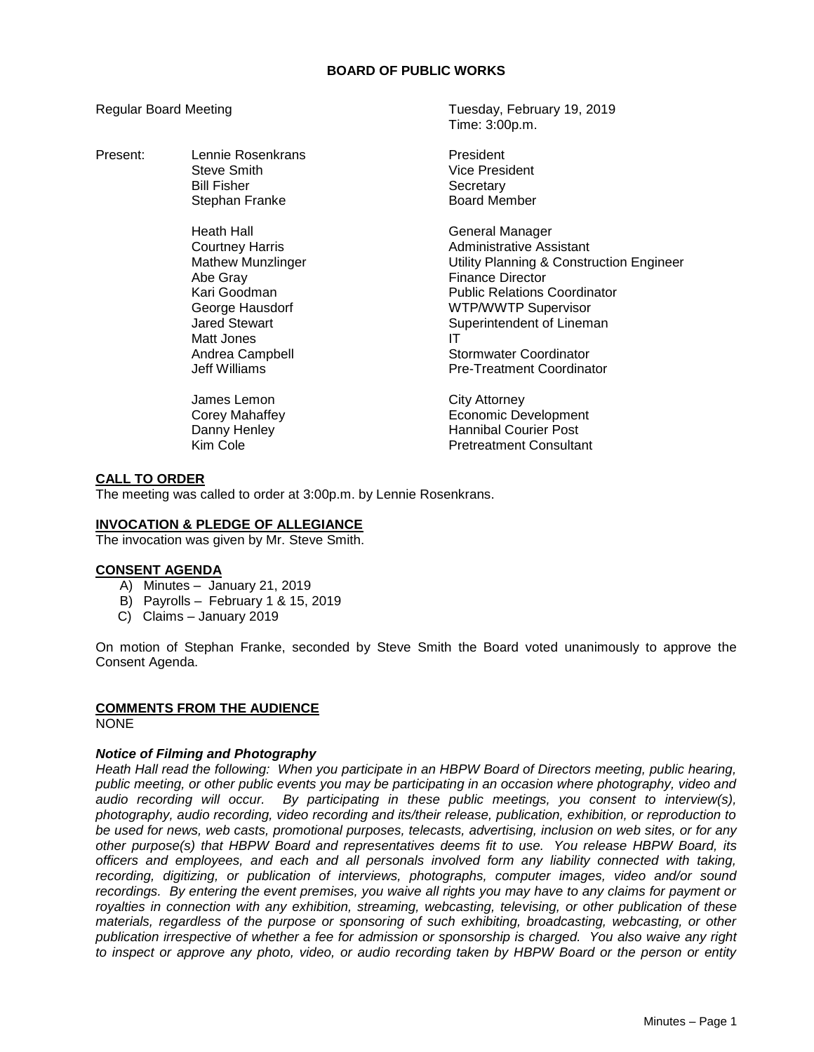# BOARD OF PUBLIC WORKS

Regular Board Meeting

Tuesday, February 19, 2019
Time: 3:00p.m.

| Present: | Name | Title |
|---|---|---|
| | Lennie Rosenkrans | President |
| | Steve Smith | Vice President |
| | Bill Fisher | Secretary |
| | Stephan Franke | Board Member |
| | | |
| | Heath Hall | General Manager |
| | Courtney Harris | Administrative Assistant |
| | Mathew Munzlinger | Utility Planning & Construction Engineer |
| | Abe Gray | Finance Director |
| | Kari Goodman | Public Relations Coordinator |
| | George Hausdorf | WTP/WWTP Supervisor |
| | Jared Stewart | Superintendent of Lineman |
| | Matt Jones | IT |
| | Andrea Campbell | Stormwater Coordinator |
| | Jeff Williams | Pre-Treatment Coordinator |
| | | |
| | James Lemon | City Attorney |
| | Corey Mahaffey | Economic Development |
| | Danny Henley | Hannibal Courier Post |
| | Kim Cole | Pretreatment Consultant |

## CALL TO ORDER

The meeting was called to order at 3:00p.m. by Lennie Rosenkrans.

## INVOCATION & PLEDGE OF ALLEGIANCE

The invocation was given by Mr. Steve Smith.

## CONSENT AGENDA

A) Minutes – January 21, 2019
B) Payrolls – February 1 & 15, 2019
C) Claims – January 2019

On motion of Stephan Franke, seconded by Steve Smith the Board voted unanimously to approve the Consent Agenda.

## COMMENTS FROM THE AUDIENCE

NONE

### *Notice of Filming and Photography*

*Heath Hall read the following: When you participate in an HBPW Board of Directors meeting, public hearing, public meeting, or other public events you may be participating in an occasion where photography, video and audio recording will occur. By participating in these public meetings, you consent to interview(s), photography, audio recording, video recording and its/their release, publication, exhibition, or reproduction to be used for news, web casts, promotional purposes, telecasts, advertising, inclusion on web sites, or for any other purpose(s) that HBPW Board and representatives deems fit to use. You release HBPW Board, its officers and employees, and each and all personals involved form any liability connected with taking, recording, digitizing, or publication of interviews, photographs, computer images, video and/or sound recordings. By entering the event premises, you waive all rights you may have to any claims for payment or royalties in connection with any exhibition, streaming, webcasting, televising, or other publication of these materials, regardless of the purpose or sponsoring of such exhibiting, broadcasting, webcasting, or other publication irrespective of whether a fee for admission or sponsorship is charged. You also waive any right to inspect or approve any photo, video, or audio recording taken by HBPW Board or the person or entity*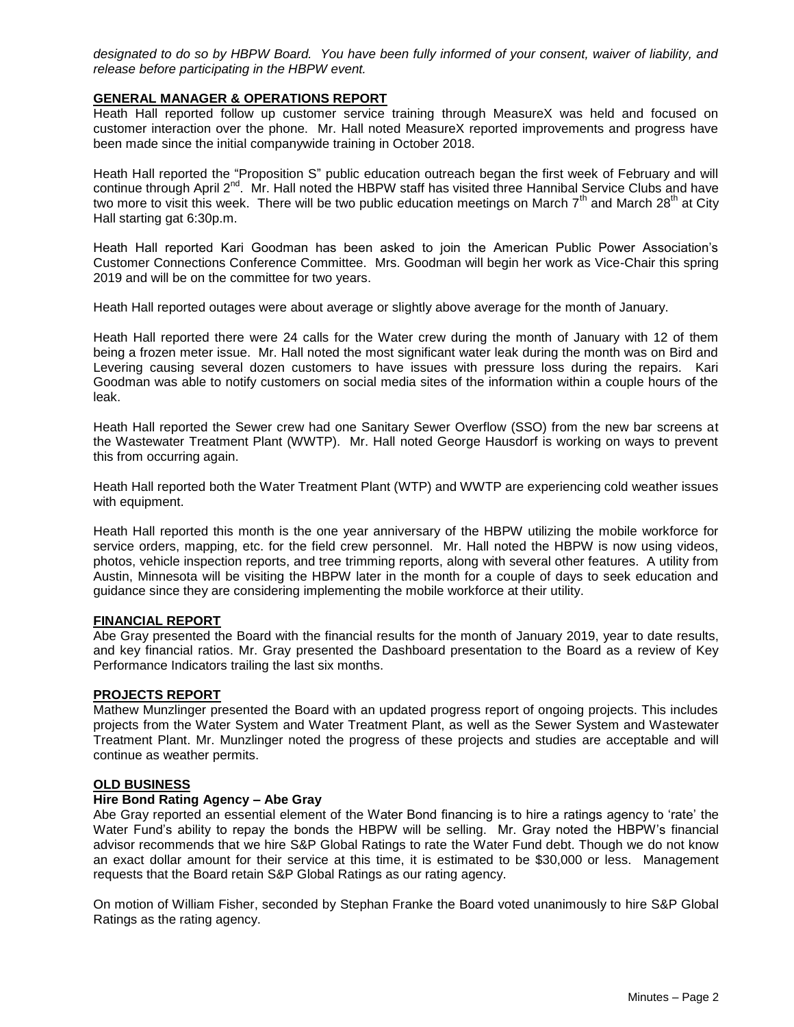*designated to do so by HBPW Board. You have been fully informed of your consent, waiver of liability, and release before participating in the HBPW event.*

**GENERAL MANAGER & OPERATIONS REPORT**

Heath Hall reported follow up customer service training through MeasureX was held and focused on customer interaction over the phone. Mr. Hall noted MeasureX reported improvements and progress have been made since the initial companywide training in October 2018.

Heath Hall reported the "Proposition S" public education outreach began the first week of February and will continue through April 2nd. Mr. Hall noted the HBPW staff has visited three Hannibal Service Clubs and have two more to visit this week. There will be two public education meetings on March 7th and March 28th at City Hall starting gat 6:30p.m.

Heath Hall reported Kari Goodman has been asked to join the American Public Power Association's Customer Connections Conference Committee. Mrs. Goodman will begin her work as Vice-Chair this spring 2019 and will be on the committee for two years.

Heath Hall reported outages were about average or slightly above average for the month of January.

Heath Hall reported there were 24 calls for the Water crew during the month of January with 12 of them being a frozen meter issue. Mr. Hall noted the most significant water leak during the month was on Bird and Levering causing several dozen customers to have issues with pressure loss during the repairs. Kari Goodman was able to notify customers on social media sites of the information within a couple hours of the leak.

Heath Hall reported the Sewer crew had one Sanitary Sewer Overflow (SSO) from the new bar screens at the Wastewater Treatment Plant (WWTP). Mr. Hall noted George Hausdorf is working on ways to prevent this from occurring again.

Heath Hall reported both the Water Treatment Plant (WTP) and WWTP are experiencing cold weather issues with equipment.

Heath Hall reported this month is the one year anniversary of the HBPW utilizing the mobile workforce for service orders, mapping, etc. for the field crew personnel. Mr. Hall noted the HBPW is now using videos, photos, vehicle inspection reports, and tree trimming reports, along with several other features. A utility from Austin, Minnesota will be visiting the HBPW later in the month for a couple of days to seek education and guidance since they are considering implementing the mobile workforce at their utility.

**FINANCIAL REPORT**

Abe Gray presented the Board with the financial results for the month of January 2019, year to date results, and key financial ratios. Mr. Gray presented the Dashboard presentation to the Board as a review of Key Performance Indicators trailing the last six months.

**PROJECTS REPORT**

Mathew Munzlinger presented the Board with an updated progress report of ongoing projects. This includes projects from the Water System and Water Treatment Plant, as well as the Sewer System and Wastewater Treatment Plant. Mr. Munzlinger noted the progress of these projects and studies are acceptable and will continue as weather permits.

**OLD BUSINESS**

**Hire Bond Rating Agency – Abe Gray**

Abe Gray reported an essential element of the Water Bond financing is to hire a ratings agency to 'rate' the Water Fund's ability to repay the bonds the HBPW will be selling. Mr. Gray noted the HBPW's financial advisor recommends that we hire S&P Global Ratings to rate the Water Fund debt. Though we do not know an exact dollar amount for their service at this time, it is estimated to be $30,000 or less. Management requests that the Board retain S&P Global Ratings as our rating agency.

On motion of William Fisher, seconded by Stephan Franke the Board voted unanimously to hire S&P Global Ratings as the rating agency.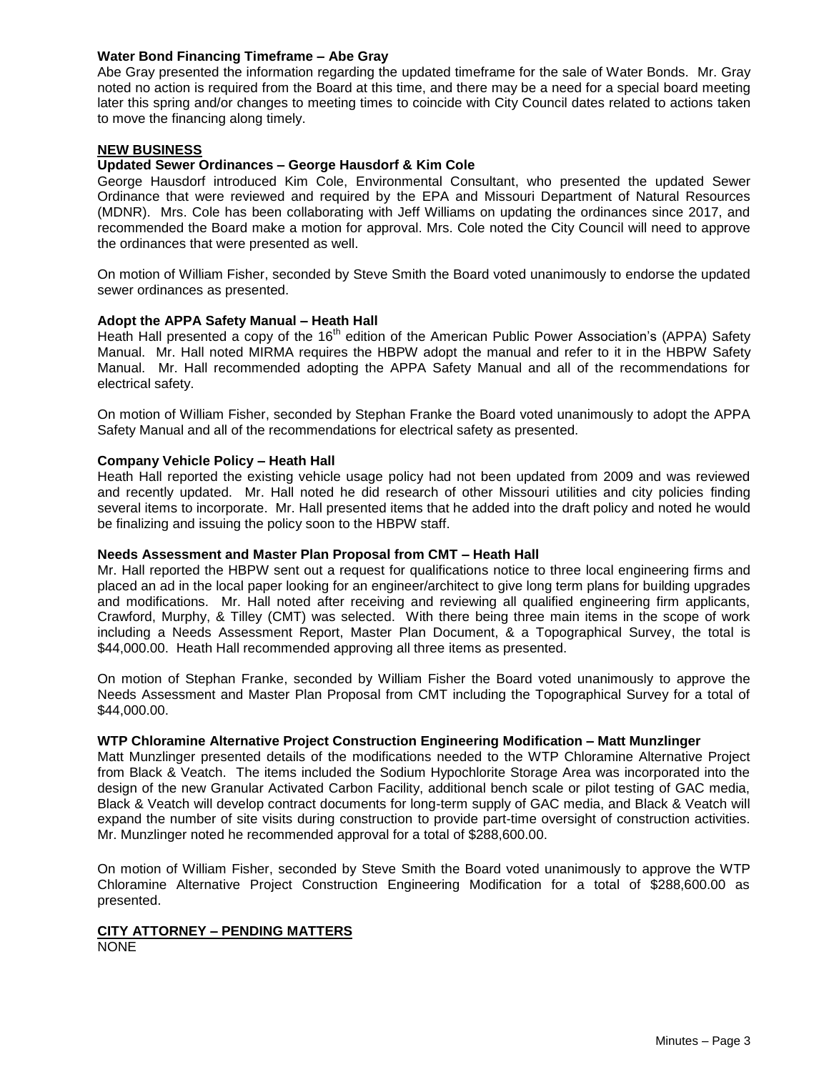**Water Bond Financing Timeframe – Abe Gray**

Abe Gray presented the information regarding the updated timeframe for the sale of Water Bonds. Mr. Gray noted no action is required from the Board at this time, and there may be a need for a special board meeting later this spring and/or changes to meeting times to coincide with City Council dates related to actions taken to move the financing along timely.

## NEW BUSINESS

**Updated Sewer Ordinances – George Hausdorf & Kim Cole**

George Hausdorf introduced Kim Cole, Environmental Consultant, who presented the updated Sewer Ordinance that were reviewed and required by the EPA and Missouri Department of Natural Resources (MDNR). Mrs. Cole has been collaborating with Jeff Williams on updating the ordinances since 2017, and recommended the Board make a motion for approval. Mrs. Cole noted the City Council will need to approve the ordinances that were presented as well.

On motion of William Fisher, seconded by Steve Smith the Board voted unanimously to endorse the updated sewer ordinances as presented.

**Adopt the APPA Safety Manual – Heath Hall**

Heath Hall presented a copy of the 16th edition of the American Public Power Association's (APPA) Safety Manual. Mr. Hall noted MIRMA requires the HBPW adopt the manual and refer to it in the HBPW Safety Manual. Mr. Hall recommended adopting the APPA Safety Manual and all of the recommendations for electrical safety.

On motion of William Fisher, seconded by Stephan Franke the Board voted unanimously to adopt the APPA Safety Manual and all of the recommendations for electrical safety as presented.

**Company Vehicle Policy – Heath Hall**

Heath Hall reported the existing vehicle usage policy had not been updated from 2009 and was reviewed and recently updated. Mr. Hall noted he did research of other Missouri utilities and city policies finding several items to incorporate. Mr. Hall presented items that he added into the draft policy and noted he would be finalizing and issuing the policy soon to the HBPW staff.

**Needs Assessment and Master Plan Proposal from CMT – Heath Hall**

Mr. Hall reported the HBPW sent out a request for qualifications notice to three local engineering firms and placed an ad in the local paper looking for an engineer/architect to give long term plans for building upgrades and modifications. Mr. Hall noted after receiving and reviewing all qualified engineering firm applicants, Crawford, Murphy, & Tilley (CMT) was selected. With there being three main items in the scope of work including a Needs Assessment Report, Master Plan Document, & a Topographical Survey, the total is $44,000.00. Heath Hall recommended approving all three items as presented.

On motion of Stephan Franke, seconded by William Fisher the Board voted unanimously to approve the Needs Assessment and Master Plan Proposal from CMT including the Topographical Survey for a total of $44,000.00.

**WTP Chloramine Alternative Project Construction Engineering Modification – Matt Munzlinger**

Matt Munzlinger presented details of the modifications needed to the WTP Chloramine Alternative Project from Black & Veatch. The items included the Sodium Hypochlorite Storage Area was incorporated into the design of the new Granular Activated Carbon Facility, additional bench scale or pilot testing of GAC media, Black & Veatch will develop contract documents for long-term supply of GAC media, and Black & Veatch will expand the number of site visits during construction to provide part-time oversight of construction activities. Mr. Munzlinger noted he recommended approval for a total of $288,600.00.

On motion of William Fisher, seconded by Steve Smith the Board voted unanimously to approve the WTP Chloramine Alternative Project Construction Engineering Modification for a total of $288,600.00 as presented.

## CITY ATTORNEY – PENDING MATTERS

NONE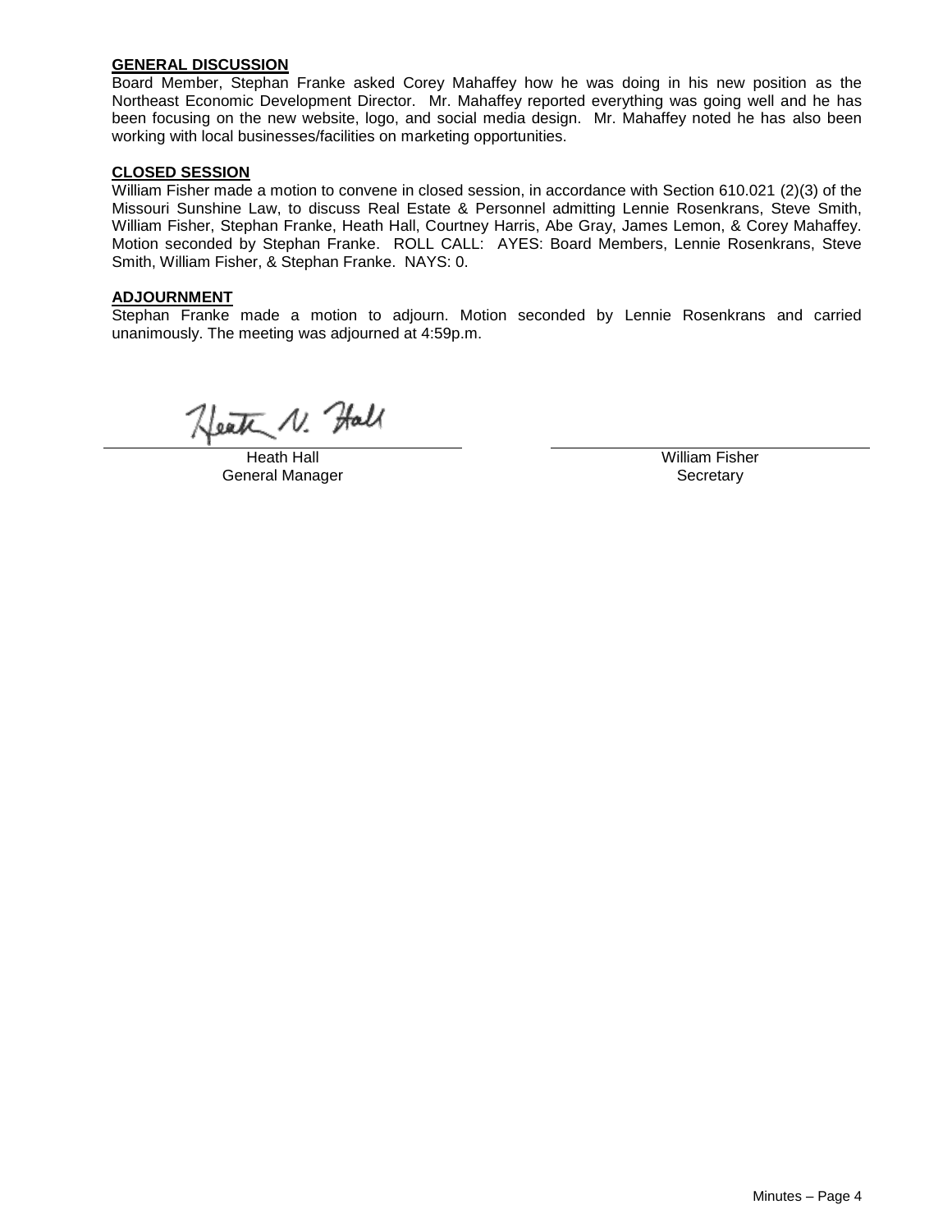**GENERAL DISCUSSION**

Board Member, Stephan Franke asked Corey Mahaffey how he was doing in his new position as the Northeast Economic Development Director. Mr. Mahaffey reported everything was going well and he has been focusing on the new website, logo, and social media design. Mr. Mahaffey noted he has also been working with local businesses/facilities on marketing opportunities.

**CLOSED SESSION**

William Fisher made a motion to convene in closed session, in accordance with Section 610.021 (2)(3) of the Missouri Sunshine Law, to discuss Real Estate & Personnel admitting Lennie Rosenkrans, Steve Smith, William Fisher, Stephan Franke, Heath Hall, Courtney Harris, Abe Gray, James Lemon, & Corey Mahaffey. Motion seconded by Stephan Franke. ROLL CALL: AYES: Board Members, Lennie Rosenkrans, Steve Smith, William Fisher, & Stephan Franke. NAYS: 0.

**ADJOURNMENT**

Stephan Franke made a motion to adjourn. Motion seconded by Lennie Rosenkrans and carried unanimously. The meeting was adjourned at 4:59p.m.

Heath N. Hall

Heath Hall
General Manager

William Fisher
Secretary